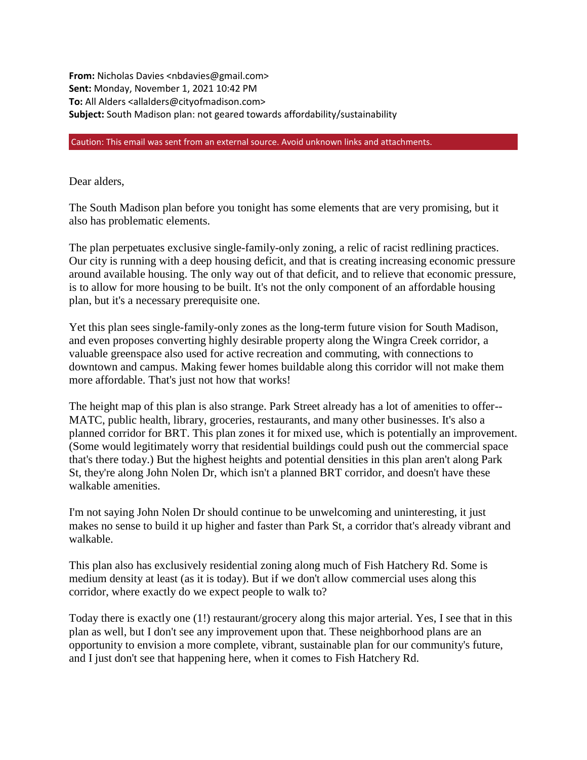**From:** Nicholas Davies <nbdavies@gmail.com>
**Sent:** Monday, November 1, 2021 10:42 PM
**To:** All Alders <allalders@cityofmadison.com>
**Subject:** South Madison plan: not geared towards affordability/sustainability

Caution: This email was sent from an external source. Avoid unknown links and attachments.

Dear alders,

The South Madison plan before you tonight has some elements that are very promising, but it also has problematic elements.

The plan perpetuates exclusive single-family-only zoning, a relic of racist redlining practices. Our city is running with a deep housing deficit, and that is creating increasing economic pressure around available housing. The only way out of that deficit, and to relieve that economic pressure, is to allow for more housing to be built. It's not the only component of an affordable housing plan, but it's a necessary prerequisite one.

Yet this plan sees single-family-only zones as the long-term future vision for South Madison, and even proposes converting highly desirable property along the Wingra Creek corridor, a valuable greenspace also used for active recreation and commuting, with connections to downtown and campus. Making fewer homes buildable along this corridor will not make them more affordable. That's just not how that works!

The height map of this plan is also strange. Park Street already has a lot of amenities to offer--MATC, public health, library, groceries, restaurants, and many other businesses. It's also a planned corridor for BRT. This plan zones it for mixed use, which is potentially an improvement. (Some would legitimately worry that residential buildings could push out the commercial space that's there today.) But the highest heights and potential densities in this plan aren't along Park St, they're along John Nolen Dr, which isn't a planned BRT corridor, and doesn't have these walkable amenities.

I'm not saying John Nolen Dr should continue to be unwelcoming and uninteresting, it just makes no sense to build it up higher and faster than Park St, a corridor that's already vibrant and walkable.

This plan also has exclusively residential zoning along much of Fish Hatchery Rd. Some is medium density at least (as it is today). But if we don't allow commercial uses along this corridor, where exactly do we expect people to walk to?

Today there is exactly one (1!) restaurant/grocery along this major arterial. Yes, I see that in this plan as well, but I don't see any improvement upon that. These neighborhood plans are an opportunity to envision a more complete, vibrant, sustainable plan for our community's future, and I just don't see that happening here, when it comes to Fish Hatchery Rd.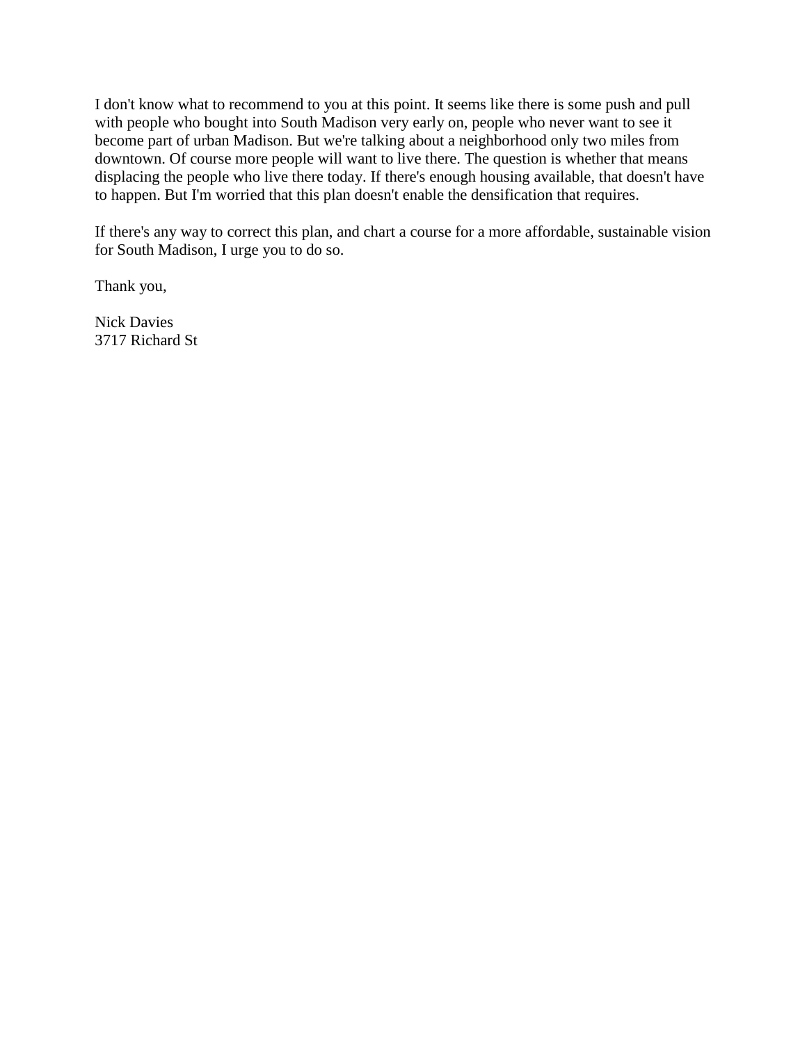I don't know what to recommend to you at this point. It seems like there is some push and pull with people who bought into South Madison very early on, people who never want to see it become part of urban Madison. But we're talking about a neighborhood only two miles from downtown. Of course more people will want to live there. The question is whether that means displacing the people who live there today. If there's enough housing available, that doesn't have to happen. But I'm worried that this plan doesn't enable the densification that requires.

If there's any way to correct this plan, and chart a course for a more affordable, sustainable vision for South Madison, I urge you to do so.

Thank you,

Nick Davies
3717 Richard St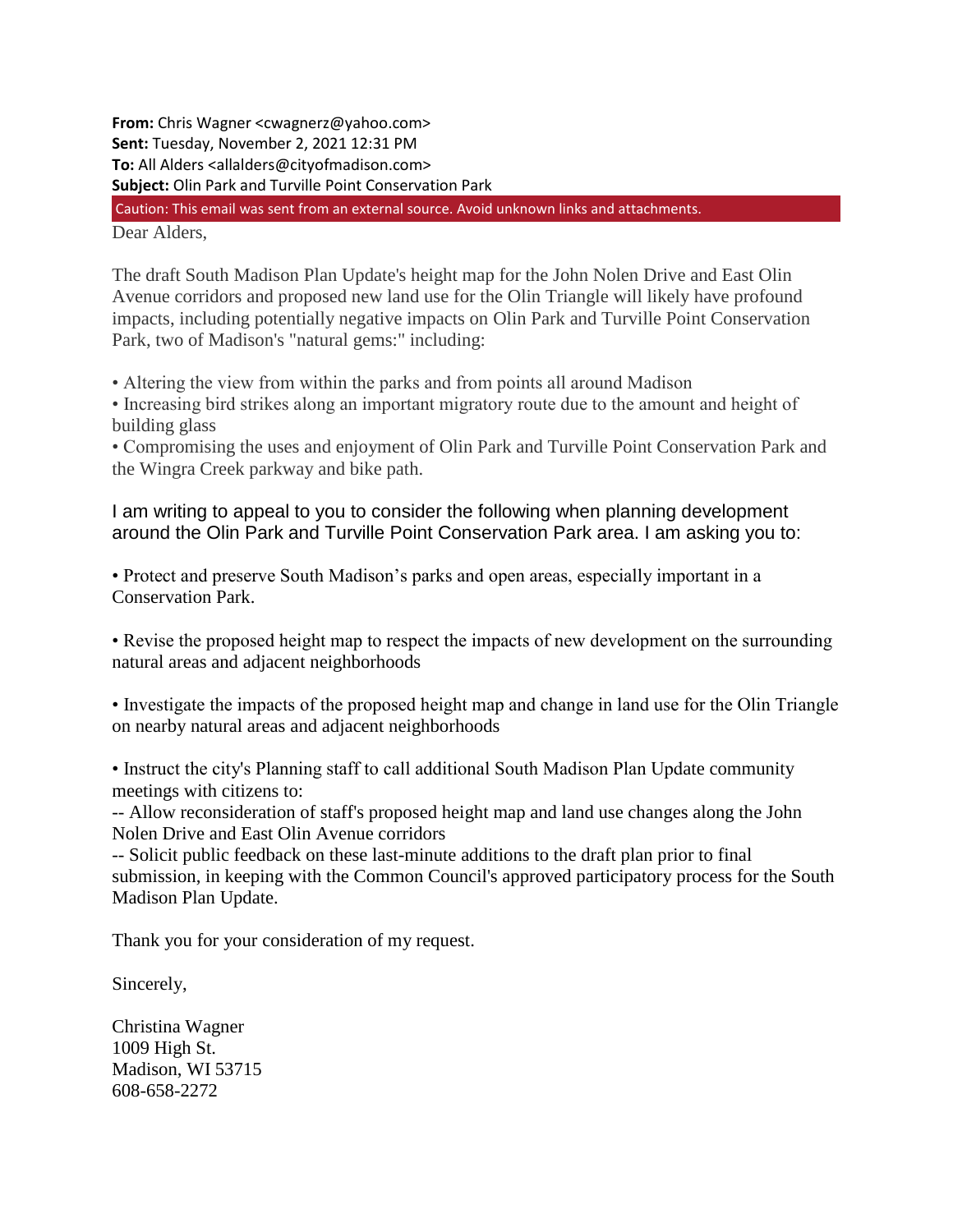**From:** Chris Wagner <cwagnerz@yahoo.com>
**Sent:** Tuesday, November 2, 2021 12:31 PM
**To:** All Alders <allalders@cityofmadison.com>
**Subject:** Olin Park and Turville Point Conservation Park

Caution: This email was sent from an external source. Avoid unknown links and attachments.

Dear Alders,

The draft South Madison Plan Update's height map for the John Nolen Drive and East Olin Avenue corridors and proposed new land use for the Olin Triangle will likely have profound impacts, including potentially negative impacts on Olin Park and Turville Point Conservation Park, two of Madison's "natural gems:" including:

- Altering the view from within the parks and from points all around Madison
- Increasing bird strikes along an important migratory route due to the amount and height of building glass
- Compromising the uses and enjoyment of Olin Park and Turville Point Conservation Park and the Wingra Creek parkway and bike path.

I am writing to appeal to you to consider the following when planning development around the Olin Park and Turville Point Conservation Park area. I am asking you to:

- Protect and preserve South Madison's parks and open areas, especially important in a Conservation Park.

- Revise the proposed height map to respect the impacts of new development on the surrounding natural areas and adjacent neighborhoods

- Investigate the impacts of the proposed height map and change in land use for the Olin Triangle on nearby natural areas and adjacent neighborhoods

- Instruct the city's Planning staff to call additional South Madison Plan Update community meetings with citizens to:
  -- Allow reconsideration of staff's proposed height map and land use changes along the John Nolen Drive and East Olin Avenue corridors
  -- Solicit public feedback on these last-minute additions to the draft plan prior to final submission, in keeping with the Common Council's approved participatory process for the South Madison Plan Update.

Thank you for your consideration of my request.

Sincerely,

Christina Wagner
1009 High St.
Madison, WI 53715
608-658-2272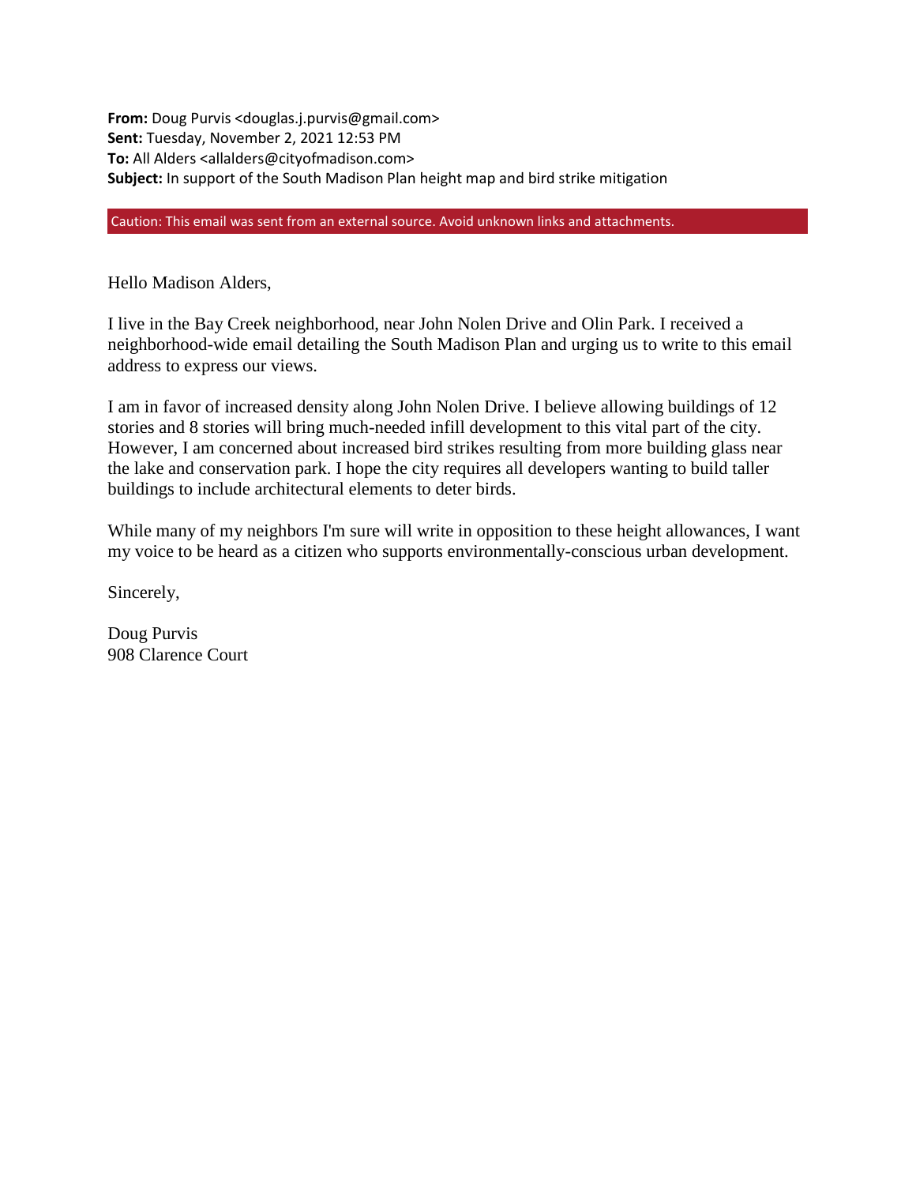**From:** Doug Purvis <douglas.j.purvis@gmail.com>
**Sent:** Tuesday, November 2, 2021 12:53 PM
**To:** All Alders <allalders@cityofmadison.com>
**Subject:** In support of the South Madison Plan height map and bird strike mitigation

Caution: This email was sent from an external source. Avoid unknown links and attachments.

Hello Madison Alders,

I live in the Bay Creek neighborhood, near John Nolen Drive and Olin Park. I received a neighborhood-wide email detailing the South Madison Plan and urging us to write to this email address to express our views.

I am in favor of increased density along John Nolen Drive. I believe allowing buildings of 12 stories and 8 stories will bring much-needed infill development to this vital part of the city. However, I am concerned about increased bird strikes resulting from more building glass near the lake and conservation park. I hope the city requires all developers wanting to build taller buildings to include architectural elements to deter birds.

While many of my neighbors I'm sure will write in opposition to these height allowances, I want my voice to be heard as a citizen who supports environmentally-conscious urban development.

Sincerely,

Doug Purvis
908 Clarence Court